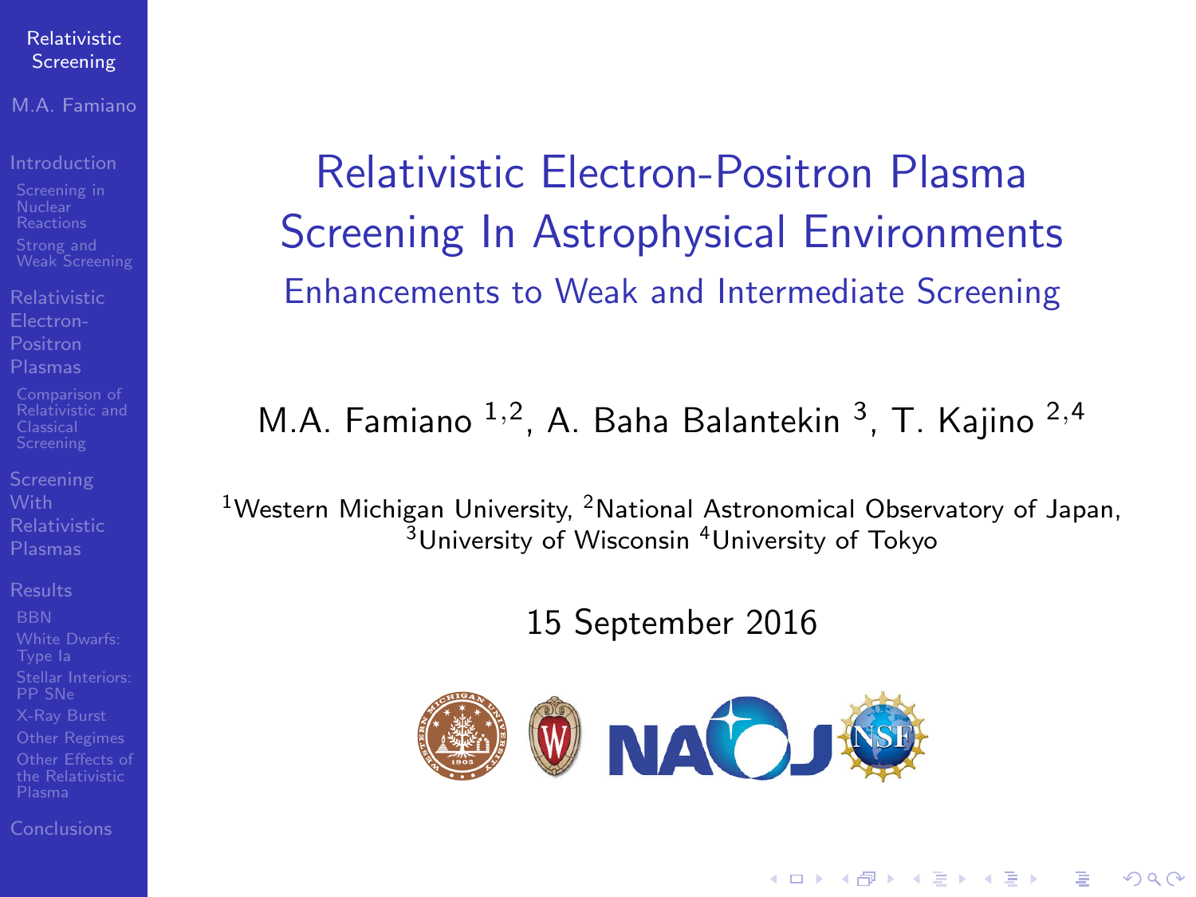# Relativistic Electron-Positron Plasma Screening In Astrophysical Environments

## Enhancements to Weak and Intermediate Screening

M.A. Famiano [1,2], A. Baha Balantekin [3], T. Kajino [2,4]

[1]Western Michigan University, [2]National Astronomical Observatory of Japan, [3]University of Wisconsin [4]University of Tokyo

15 September 2016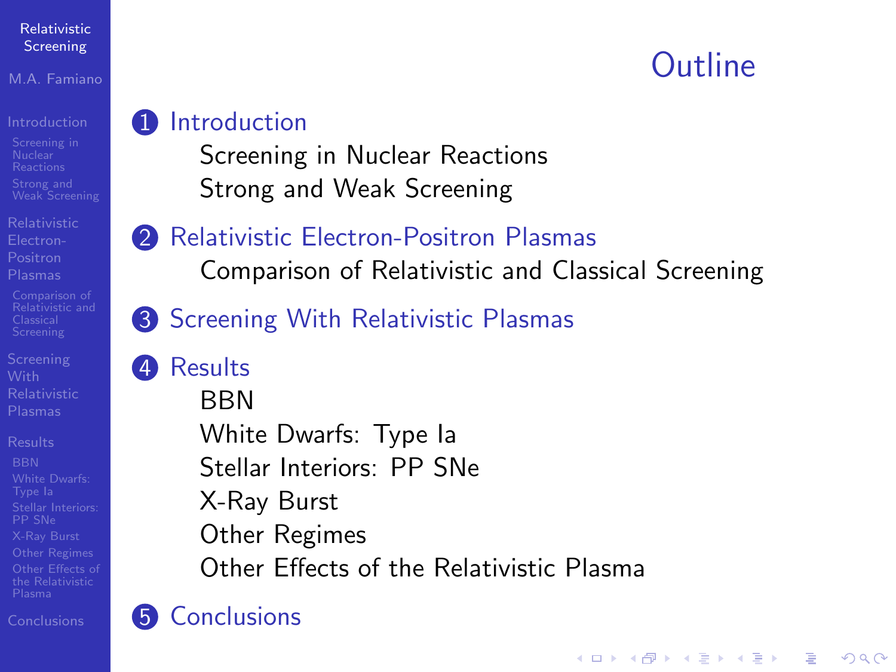# Outline

1. Introduction
   - Screening in Nuclear Reactions
   - Strong and Weak Screening
2. Relativistic Electron-Positron Plasmas
   - Comparison of Relativistic and Classical Screening
3. Screening With Relativistic Plasmas
4. Results
   - BBN
   - White Dwarfs: Type Ia
   - Stellar Interiors: PP SNe
   - X-Ray Burst
   - Other Regimes
   - Other Effects of the Relativistic Plasma
5. Conclusions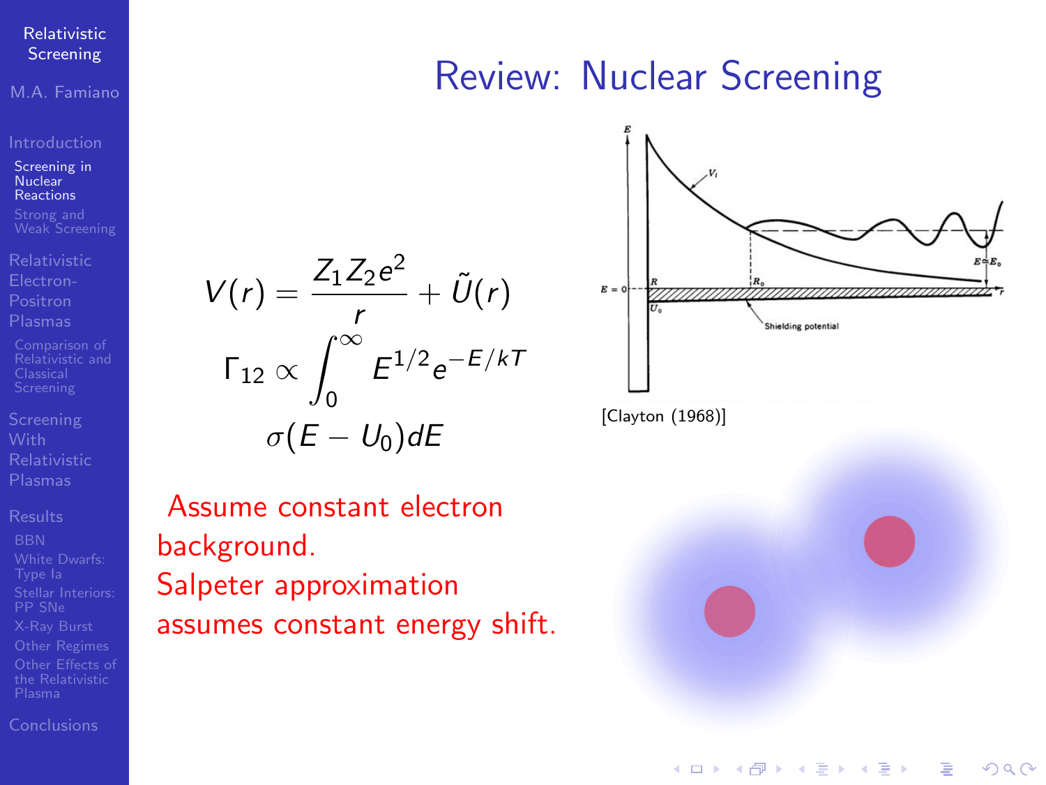# Review: Nuclear Screening

$$V(r) = \frac{Z_1 Z_2 e^2}{r} + \tilde{U}(r)$$

$$\Gamma_{12} \propto \int_0^\infty E^{1/2} e^{-E/kT} \sigma(E - U_0) dE$$

Assume constant electron background.
Salpeter approximation assumes constant energy shift.

[Clayton (1968)]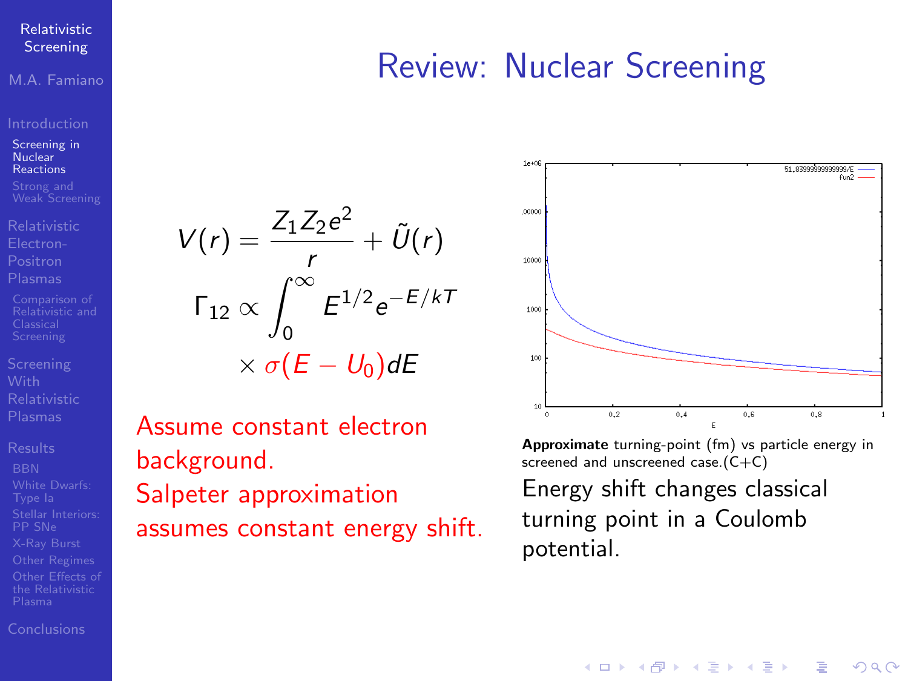# Review: Nuclear Screening

$$V(r) = \frac{Z_1 Z_2 e^2}{r} + \tilde{U}(r)$$

$$\Gamma_{12} \propto \int_0^\infty E^{1/2} e^{-E/kT} \times \sigma(E - U_0) dE$$

Assume constant electron background.
Salpeter approximation assumes constant energy shift.

**Approximate** turning-point (fm) vs particle energy in screened and unscreened case.(C+C)

Energy shift changes classical turning point in a Coulomb potential.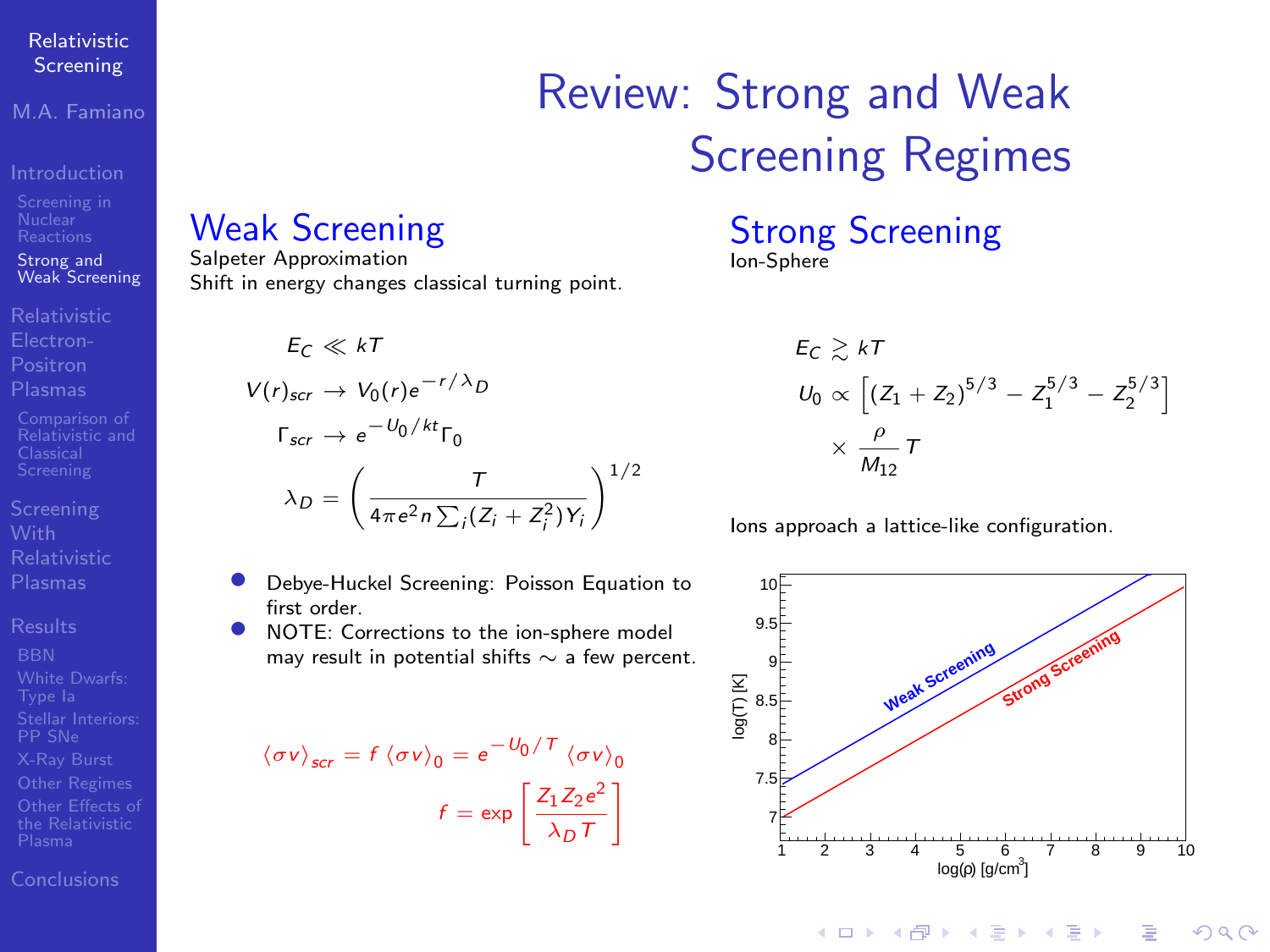# Review: Strong and Weak Screening Regimes

## Weak Screening

Salpeter Approximation

Shift in energy changes classical turning point.

$$E_C \ll kT$$

$$V(r)_{scr} \rightarrow V_0(r)e^{-r/\lambda_D}$$

$$\Gamma_{scr} \rightarrow e^{-U_0/kt}\Gamma_0$$

$$\lambda_D = \left(\frac{T}{4\pi e^2 n \sum_i (Z_i + Z_i^2)Y_i}\right)^{1/2}$$

- Debye-Huckel Screening: Poisson Equation to first order.
- NOTE: Corrections to the ion-sphere model may result in potential shifts $\sim$ a few percent.

$$\langle \sigma v \rangle_{scr} = f \langle \sigma v \rangle_0 = e^{-U_0/T} \langle \sigma v \rangle_0$$

$$f = \exp\left[\frac{Z_1 Z_2 e^2}{\lambda_D T}\right]$$

## Strong Screening

Ion-Sphere

$$E_C \gtrsim kT$$

$$U_0 \propto \left[(Z_1 + Z_2)^{5/3} - Z_1^{5/3} - Z_2^{5/3}\right] \times \frac{\rho}{M_{12}} T$$

Ions approach a lattice-like configuration.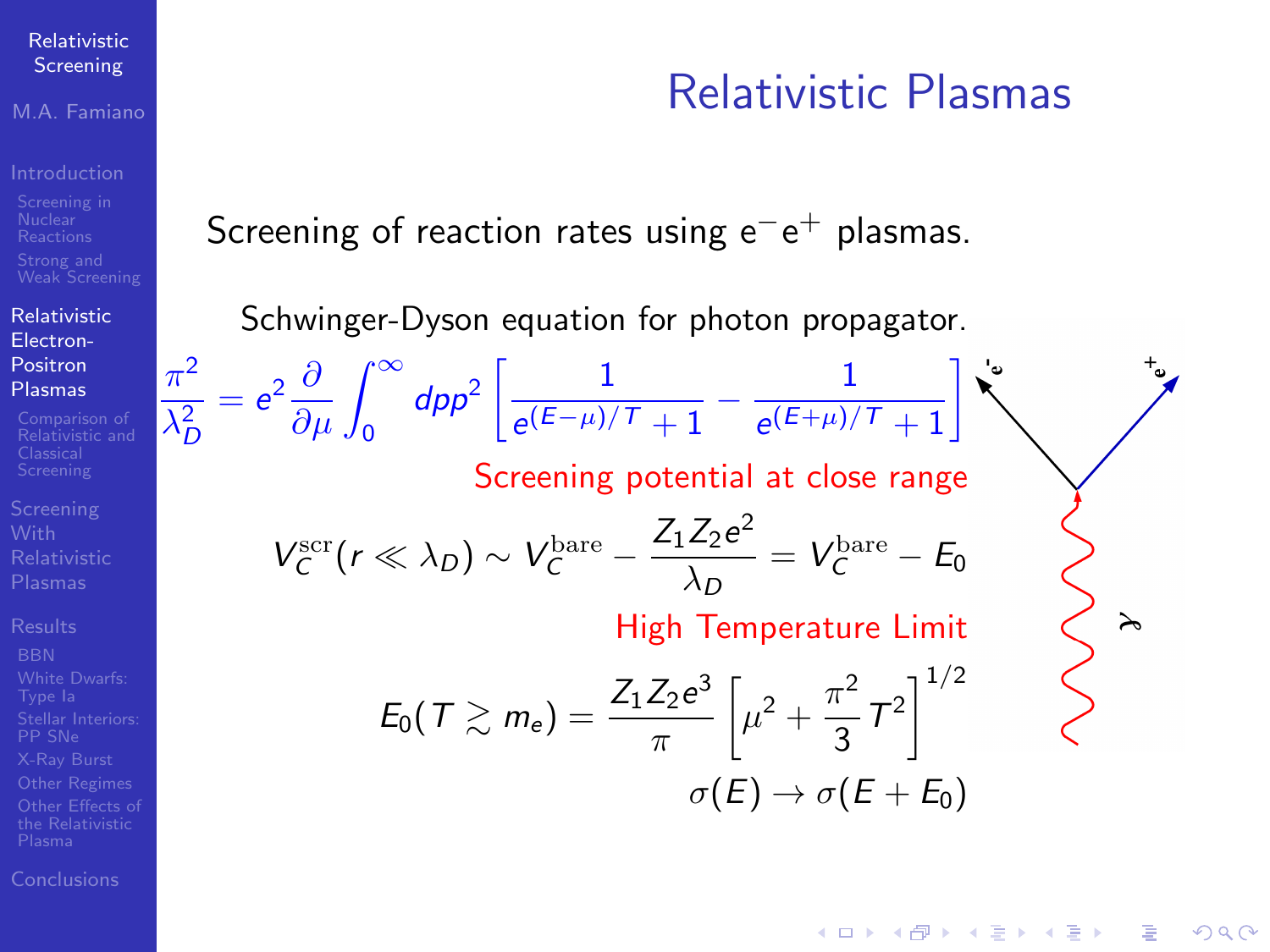# Relativistic Plasmas

Screening of reaction rates using $e^-e^+$ plasmas.

Schwinger-Dyson equation for photon propagator.

$$\frac{\pi^2}{\lambda_D^2} = e^2 \frac{\partial}{\partial \mu} \int_0^\infty dp p^2 \left[ \frac{1}{e^{(E-\mu)/T} + 1} - \frac{1}{e^{(E+\mu)/T} + 1} \right]$$

Screening potential at close range

$$V_C^{\rm scr}(r \ll \lambda_D) \sim V_C^{\rm bare} - \frac{Z_1 Z_2 e^2}{\lambda_D} = V_C^{\rm bare} - E_0$$

High Temperature Limit

$$E_0(T \gtrsim m_e) = \frac{Z_1 Z_2 e^3}{\pi} \left[ \mu^2 + \frac{\pi^2}{3} T^2 \right]^{1/2}$$

$$\sigma(E) \rightarrow \sigma(E + E_0)$$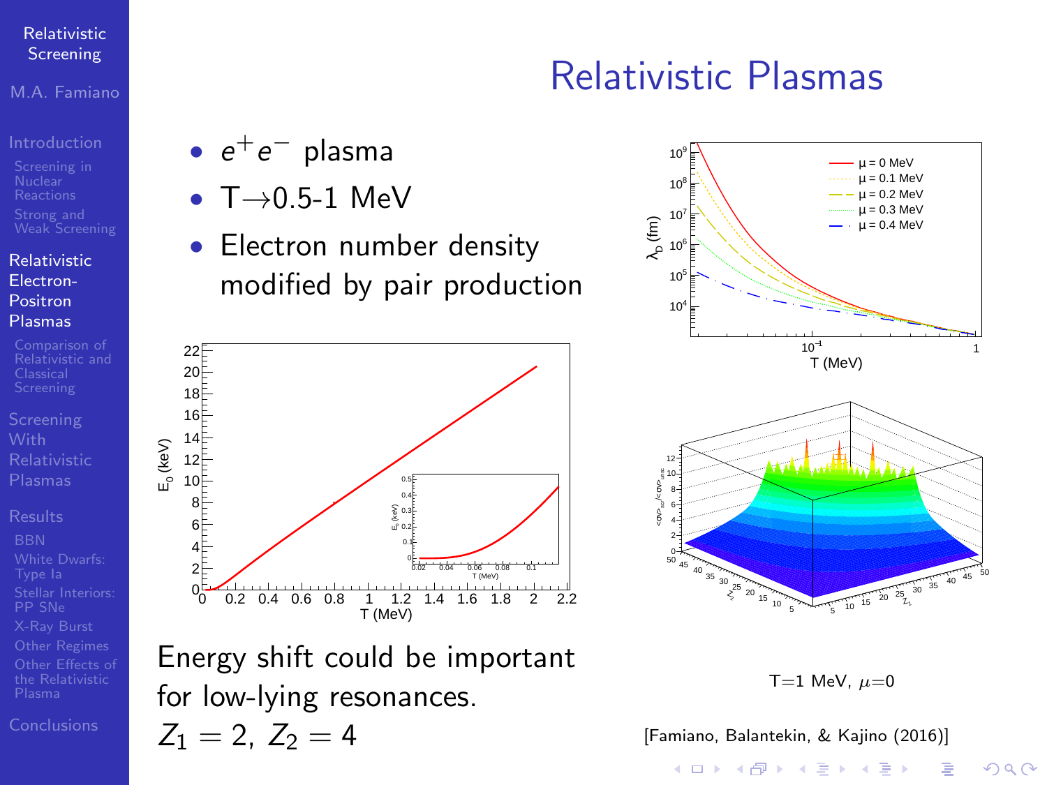# Relativistic Plasmas

- $e^+e^-$ plasma
- T→0.5-1 MeV
- Electron number density modified by pair production

Energy shift could be important for low-lying resonances.
$Z_1 = 2$, $Z_2 = 4$

T=1 MeV, $\mu$=0

[Famiano, Balantekin, & Kajino (2016)]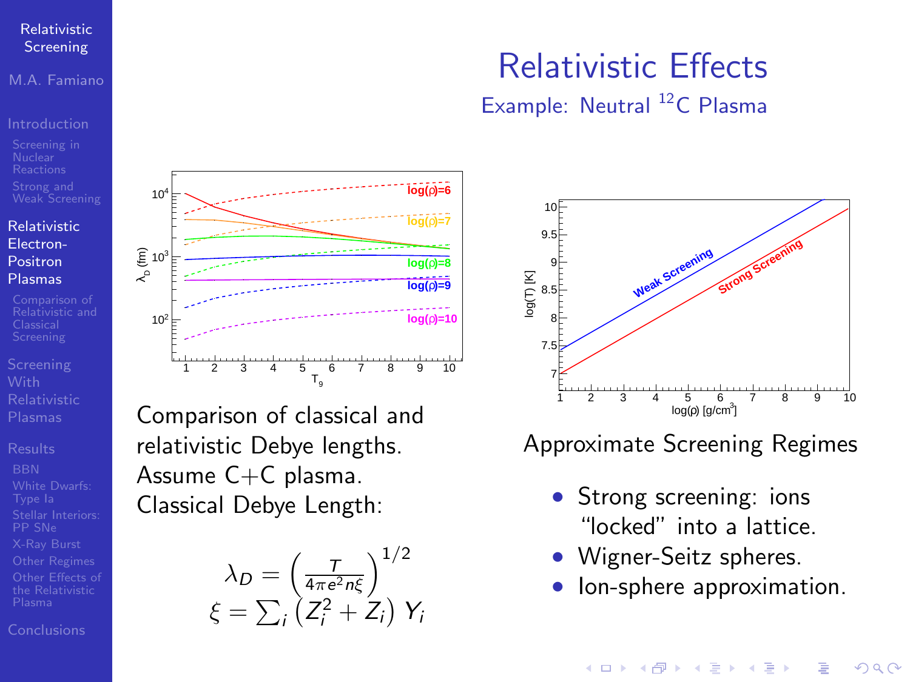# Relativistic Effects

## Example: Neutral $^{12}$C Plasma

Comparison of classical and relativistic Debye lengths. Assume C+C plasma. Classical Debye Length:

$$\lambda_D = \left(\frac{T}{4\pi e^2 n\xi}\right)^{1/2}$$
$$\xi = \sum_i \left(Z_i^2 + Z_i\right) Y_i$$

Approximate Screening Regimes

- Strong screening: ions "locked" into a lattice.
- Wigner-Seitz spheres.
- Ion-sphere approximation.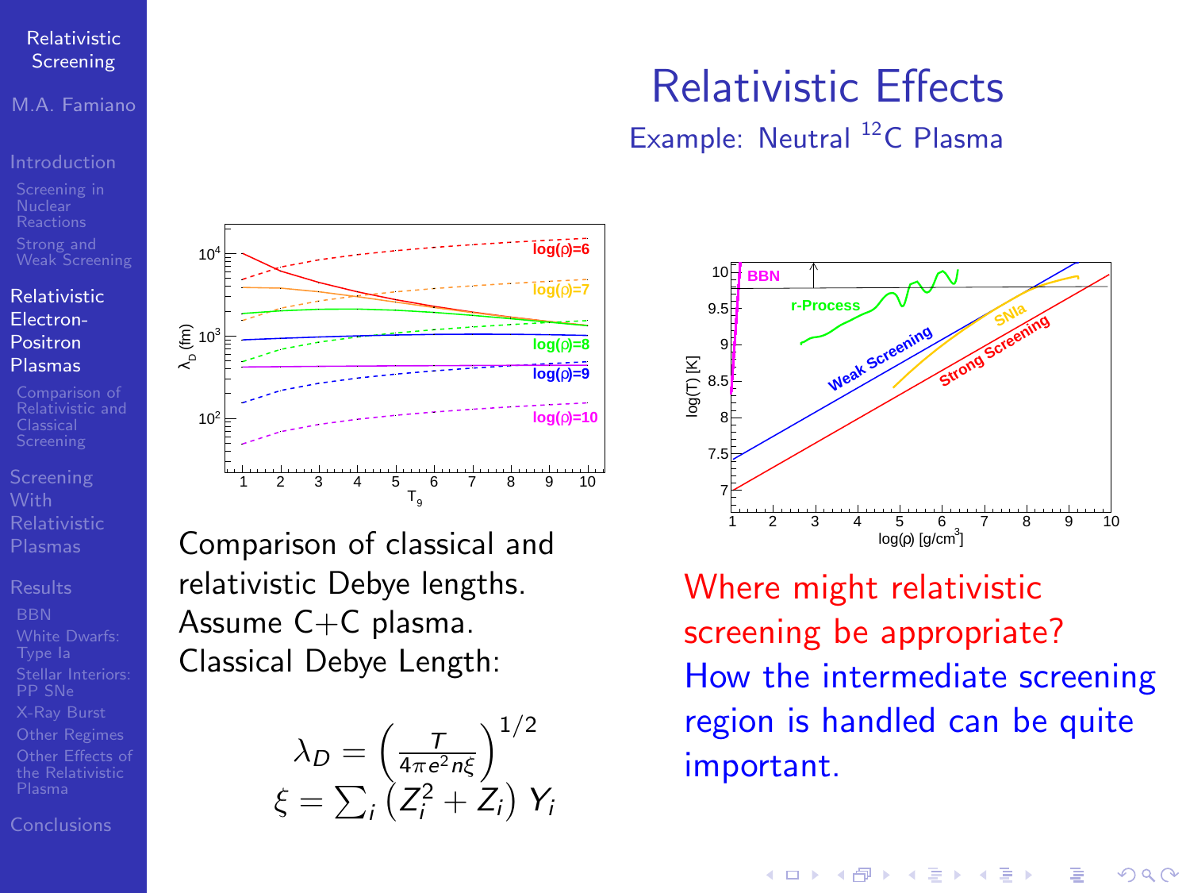# Relativistic Effects

Example: Neutral $^{12}$C Plasma

Comparison of classical and relativistic Debye lengths. Assume C+C plasma. Classical Debye Length:

$$\lambda_D = \left(\frac{T}{4\pi e^2 n\xi}\right)^{1/2}$$
$$\xi = \sum_i \left(Z_i^2 + Z_i\right) Y_i$$

Where might relativistic screening be appropriate?

How the intermediate screening region is handled can be quite important.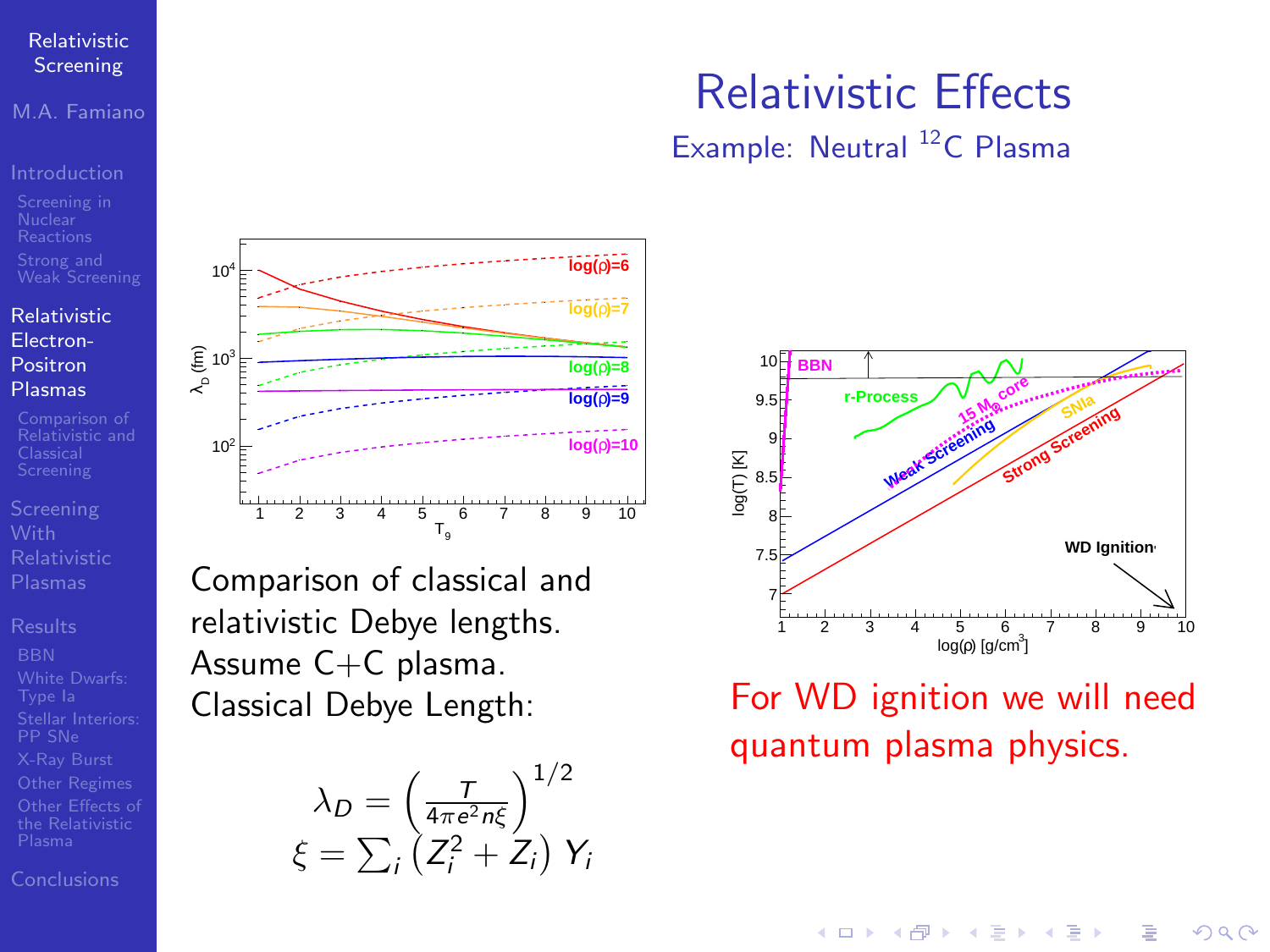# Relativistic Effects

Example: Neutral $^{12}$C Plasma

Comparison of classical and relativistic Debye lengths. Assume C+C plasma. Classical Debye Length:

$$\lambda_D = \left(\frac{T}{4\pi e^2 n\xi}\right)^{1/2}$$
$$\xi = \sum_i \left(Z_i^2 + Z_i\right) Y_i$$

For WD ignition we will need quantum plasma physics.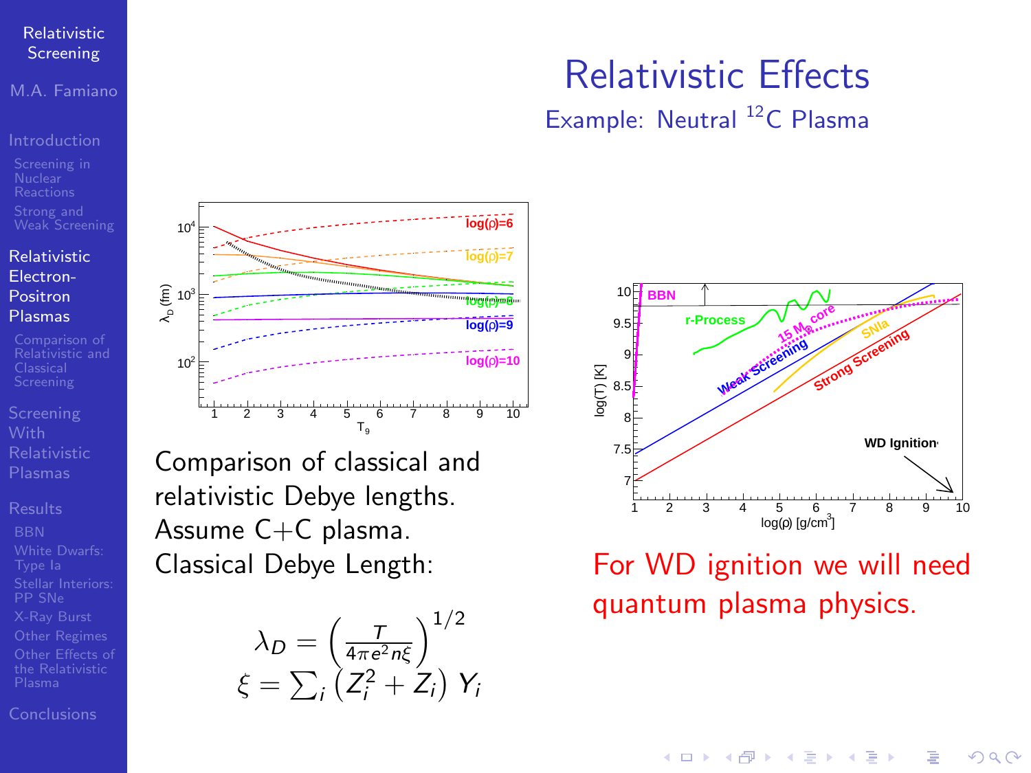# Relativistic Effects

Example: Neutral $^{12}C$ Plasma

Comparison of classical and relativistic Debye lengths. Assume C+C plasma. Classical Debye Length:

$$\lambda_D = \left(\frac{T}{4\pi e^2 n\xi}\right)^{1/2}$$
$$\xi = \sum_i \left(Z_i^2 + Z_i\right) Y_i$$

For WD ignition we will need quantum plasma physics.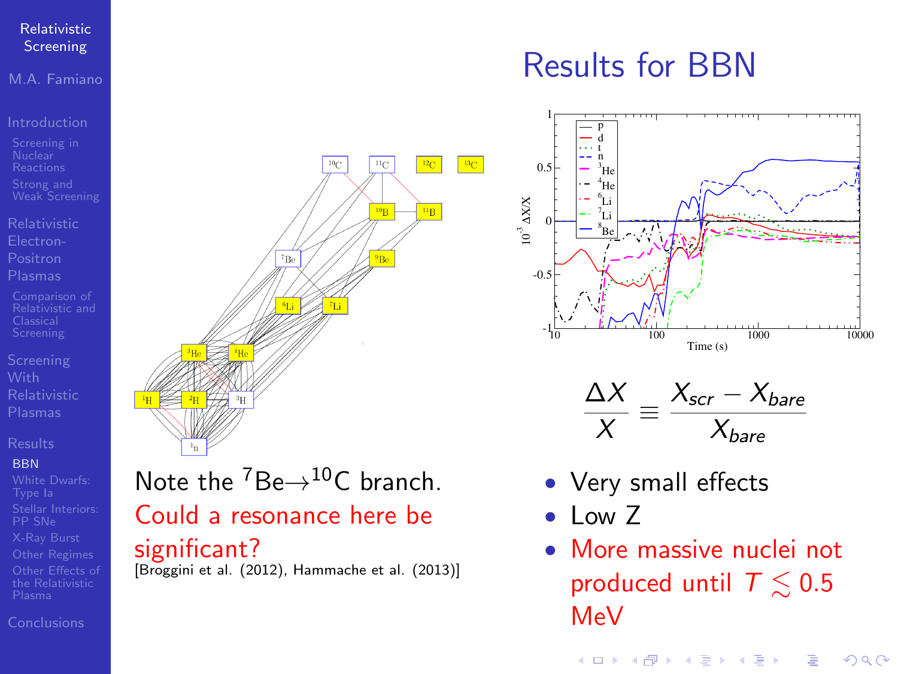# Results for BBN

Note the $^7$Be$\rightarrow^{10}$C branch. Could a resonance here be significant?

[Broggini et al. (2012), Hammache et al. (2013)]

$$\frac{\Delta X}{X} \equiv \frac{X_{scr} - X_{bare}}{X_{bare}}$$

- Very small effects
- Low Z
- More massive nuclei not produced until $T \lesssim 0.5$ MeV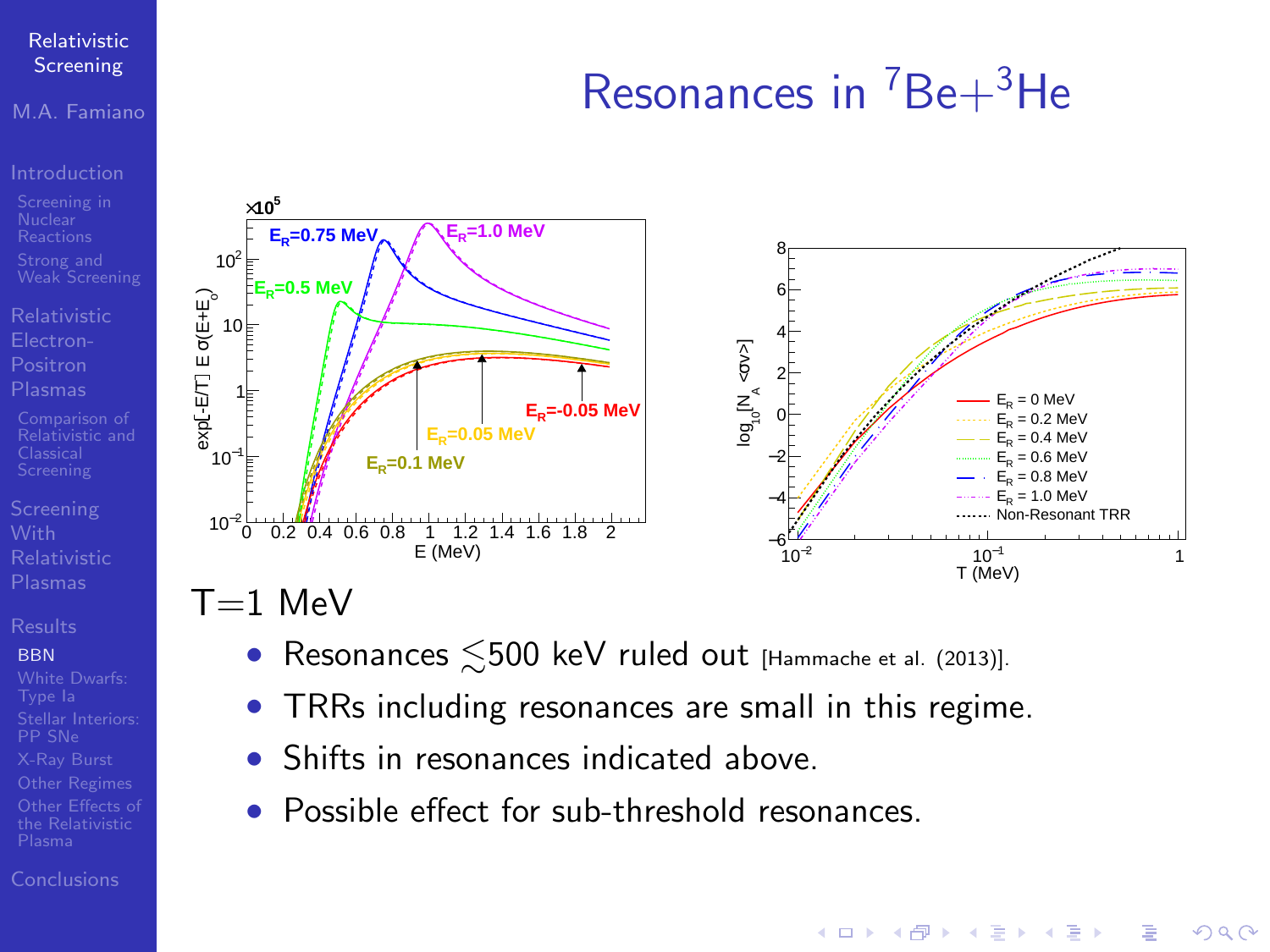# Resonances in $^7Be+^3He$

T=1 MeV

- Resonances $\lesssim$500 keV ruled out [Hammache et al. (2013)].
- TRRs including resonances are small in this regime.
- Shifts in resonances indicated above.
- Possible effect for sub-threshold resonances.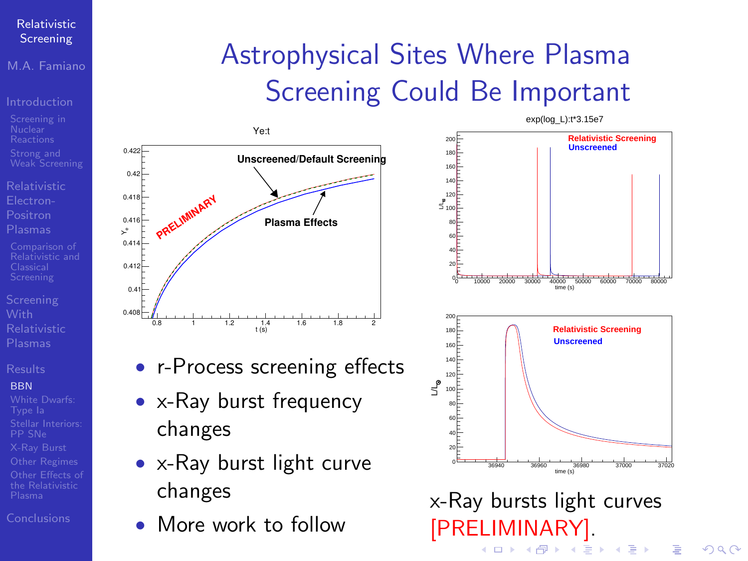# Astrophysical Sites Where Plasma Screening Could Be Important

- r-Process screening effects
- x-Ray burst frequency changes
- x-Ray burst light curve changes
- More work to follow

x-Ray bursts light curves [PRELIMINARY].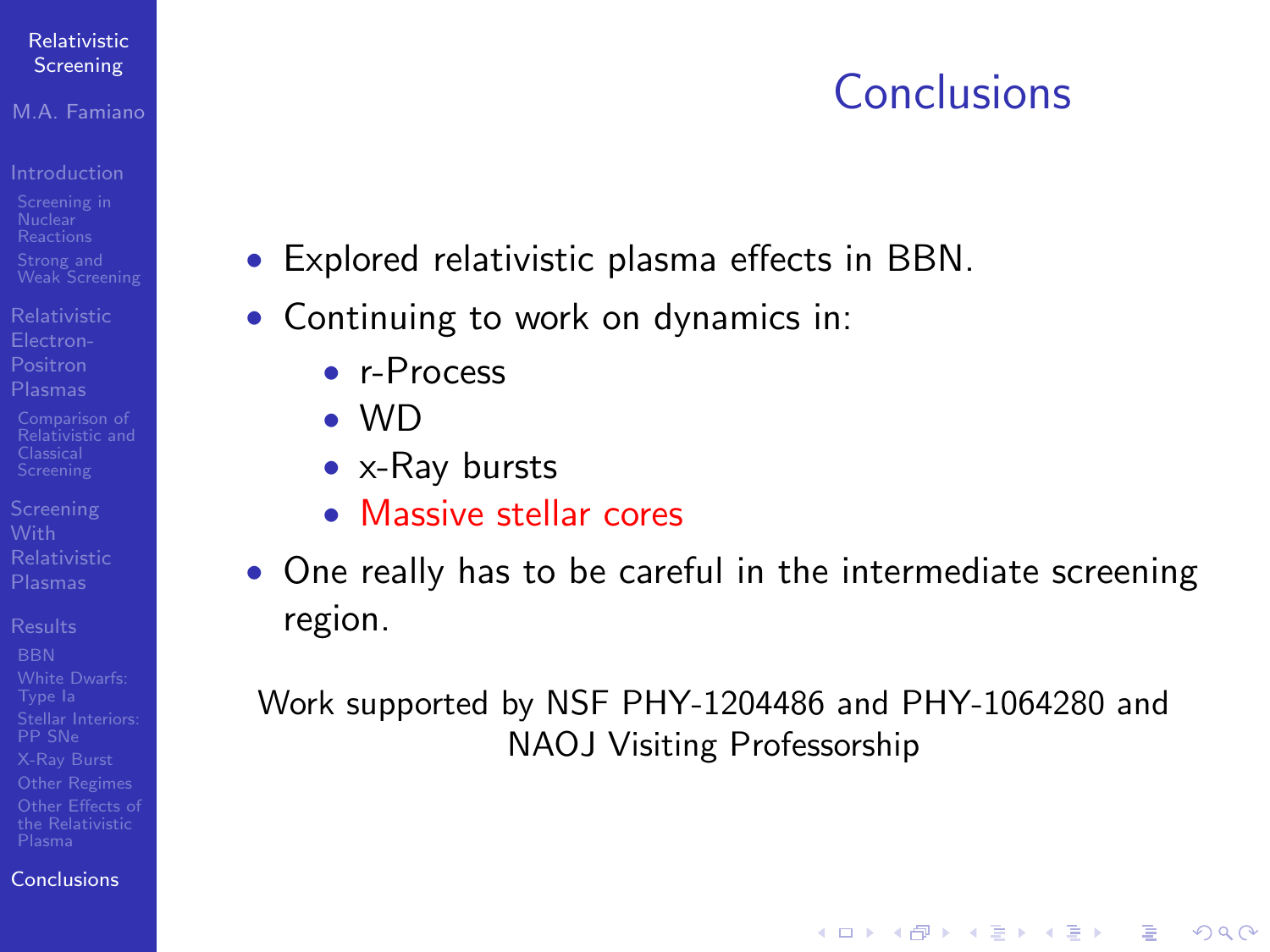# Conclusions

- Explored relativistic plasma effects in BBN.
- Continuing to work on dynamics in:
  - r-Process
  - WD
  - x-Ray bursts
  - Massive stellar cores
- One really has to be careful in the intermediate screening region.

Work supported by NSF PHY-1204486 and PHY-1064280 and NAOJ Visiting Professorship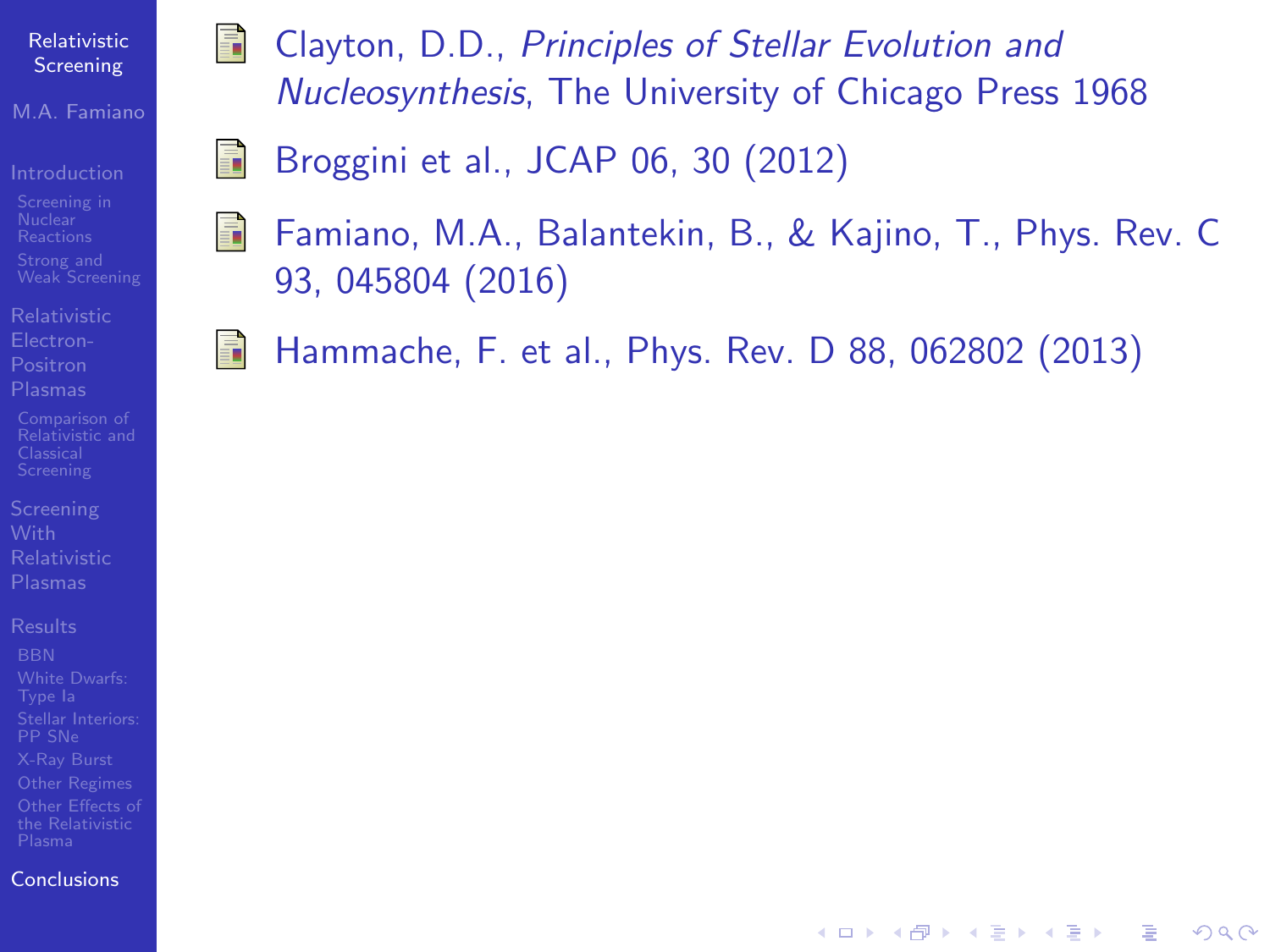- Clayton, D.D., *Principles of Stellar Evolution and Nucleosynthesis*, The University of Chicago Press 1968
- Broggini et al., JCAP 06, 30 (2012)
- Famiano, M.A., Balantekin, B., & Kajino, T., Phys. Rev. C 93, 045804 (2016)
- Hammache, F. et al., Phys. Rev. D 88, 062802 (2013)